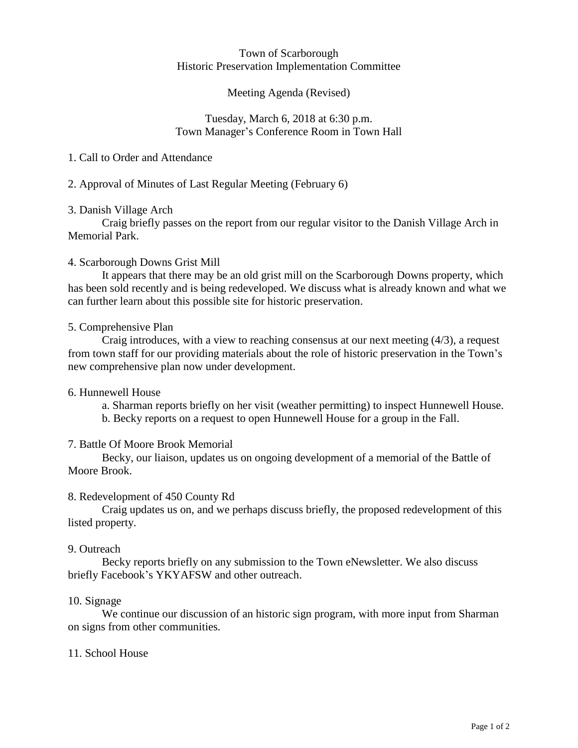# Town of Scarborough
## Historic Preservation Implementation Committee

### Meeting Agenda (Revised)

Tuesday, March 6, 2018 at 6:30 p.m.
Town Manager's Conference Room in Town Hall

1. Call to Order and Attendance

2. Approval of Minutes of Last Regular Meeting (February 6)

3. Danish Village Arch

   Craig briefly passes on the report from our regular visitor to the Danish Village Arch in Memorial Park.

4. Scarborough Downs Grist Mill

   It appears that there may be an old grist mill on the Scarborough Downs property, which has been sold recently and is being redeveloped. We discuss what is already known and what we can further learn about this possible site for historic preservation.

5. Comprehensive Plan

   Craig introduces, with a view to reaching consensus at our next meeting (4/3), a request from town staff for our providing materials about the role of historic preservation in the Town's new comprehensive plan now under development.

6. Hunnewell House

   a. Sharman reports briefly on her visit (weather permitting) to inspect Hunnewell House.
   b. Becky reports on a request to open Hunnewell House for a group in the Fall.

7. Battle Of Moore Brook Memorial

   Becky, our liaison, updates us on ongoing development of a memorial of the Battle of Moore Brook.

8. Redevelopment of 450 County Rd

   Craig updates us on, and we perhaps discuss briefly, the proposed redevelopment of this listed property.

9. Outreach

   Becky reports briefly on any submission to the Town eNewsletter. We also discuss briefly Facebook's YKYAFSW and other outreach.

10. Signage

    We continue our discussion of an historic sign program, with more input from Sharman on signs from other communities.

11. School House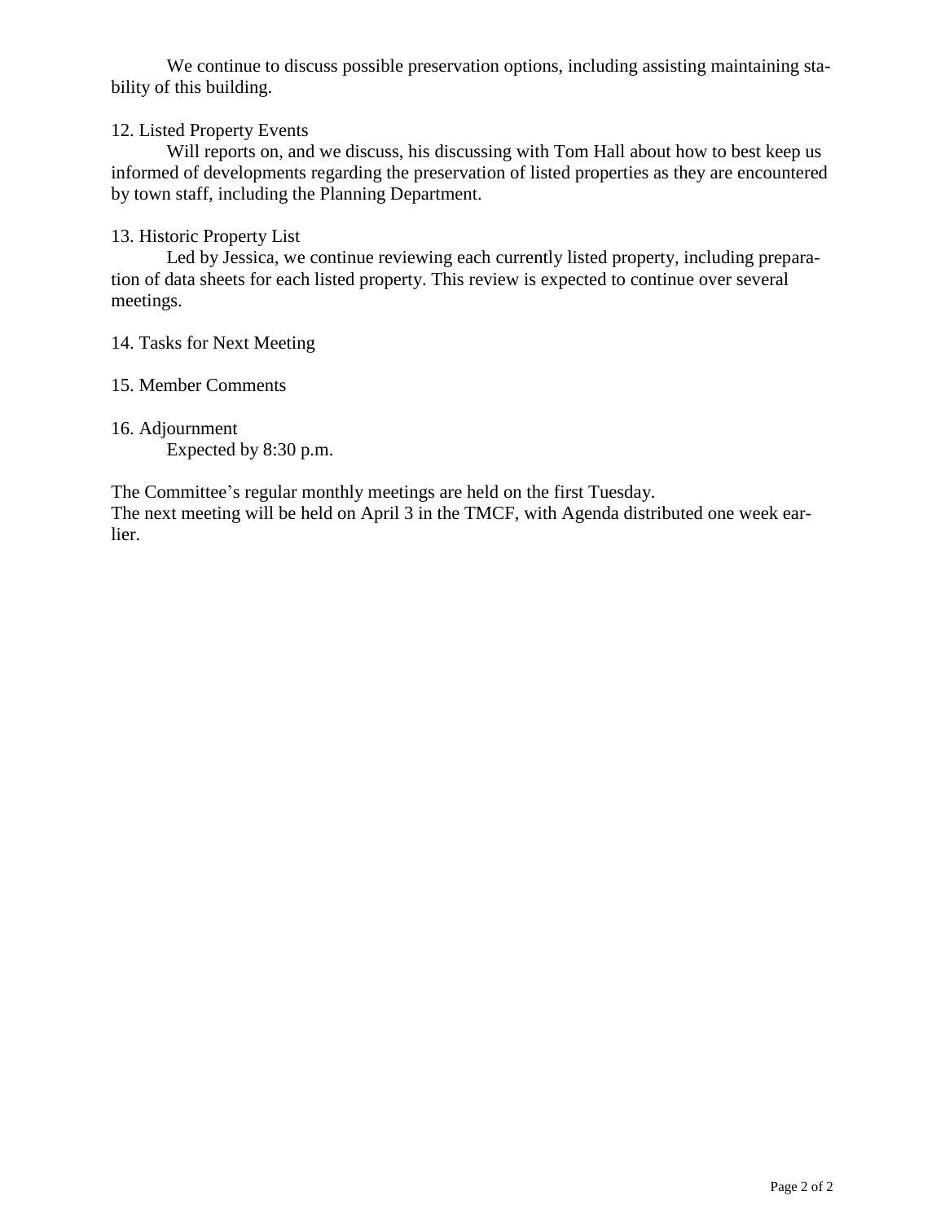We continue to discuss possible preservation options, including assisting maintaining stability of this building.

12. Listed Property Events

Will reports on, and we discuss, his discussing with Tom Hall about how to best keep us informed of developments regarding the preservation of listed properties as they are encountered by town staff, including the Planning Department.

13. Historic Property List

Led by Jessica, we continue reviewing each currently listed property, including preparation of data sheets for each listed property. This review is expected to continue over several meetings.

14. Tasks for Next Meeting

15. Member Comments

16. Adjournment

Expected by 8:30 p.m.

The Committee's regular monthly meetings are held on the first Tuesday.
The next meeting will be held on April 3 in the TMCF, with Agenda distributed one week earlier.